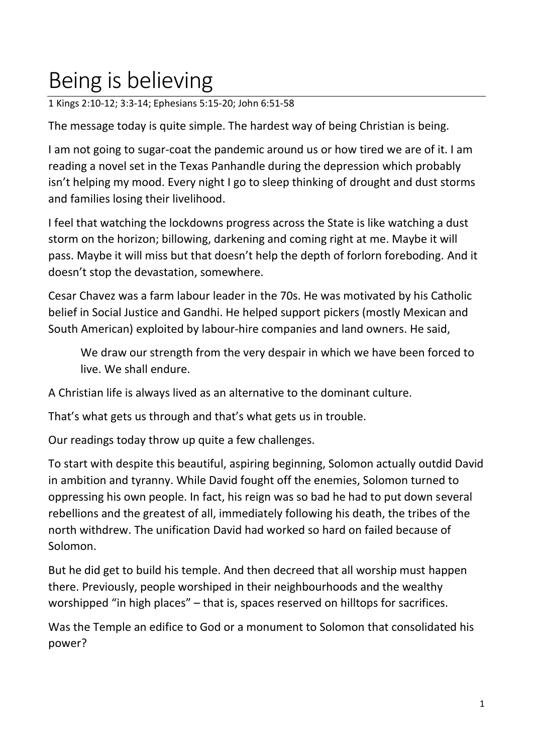# Being is believing

1 Kings 2:10-12; 3:3-14; Ephesians 5:15-20; John 6:51-58

The message today is quite simple. The hardest way of being Christian is being.

I am not going to sugar-coat the pandemic around us or how tired we are of it. I am reading a novel set in the Texas Panhandle during the depression which probably isn't helping my mood. Every night I go to sleep thinking of drought and dust storms and families losing their livelihood.

I feel that watching the lockdowns progress across the State is like watching a dust storm on the horizon; billowing, darkening and coming right at me. Maybe it will pass. Maybe it will miss but that doesn't help the depth of forlorn foreboding. And it doesn't stop the devastation, somewhere.

Cesar Chavez was a farm labour leader in the 70s. He was motivated by his Catholic belief in Social Justice and Gandhi. He helped support pickers (mostly Mexican and South American) exploited by labour-hire companies and land owners. He said,

> We draw our strength from the very despair in which we have been forced to live. We shall endure.

A Christian life is always lived as an alternative to the dominant culture.

That's what gets us through and that's what gets us in trouble.

Our readings today throw up quite a few challenges.

To start with despite this beautiful, aspiring beginning, Solomon actually outdid David in ambition and tyranny. While David fought off the enemies, Solomon turned to oppressing his own people. In fact, his reign was so bad he had to put down several rebellions and the greatest of all, immediately following his death, the tribes of the north withdrew. The unification David had worked so hard on failed because of Solomon.

But he did get to build his temple. And then decreed that all worship must happen there. Previously, people worshiped in their neighbourhoods and the wealthy worshipped "in high places" – that is, spaces reserved on hilltops for sacrifices.

Was the Temple an edifice to God or a monument to Solomon that consolidated his power?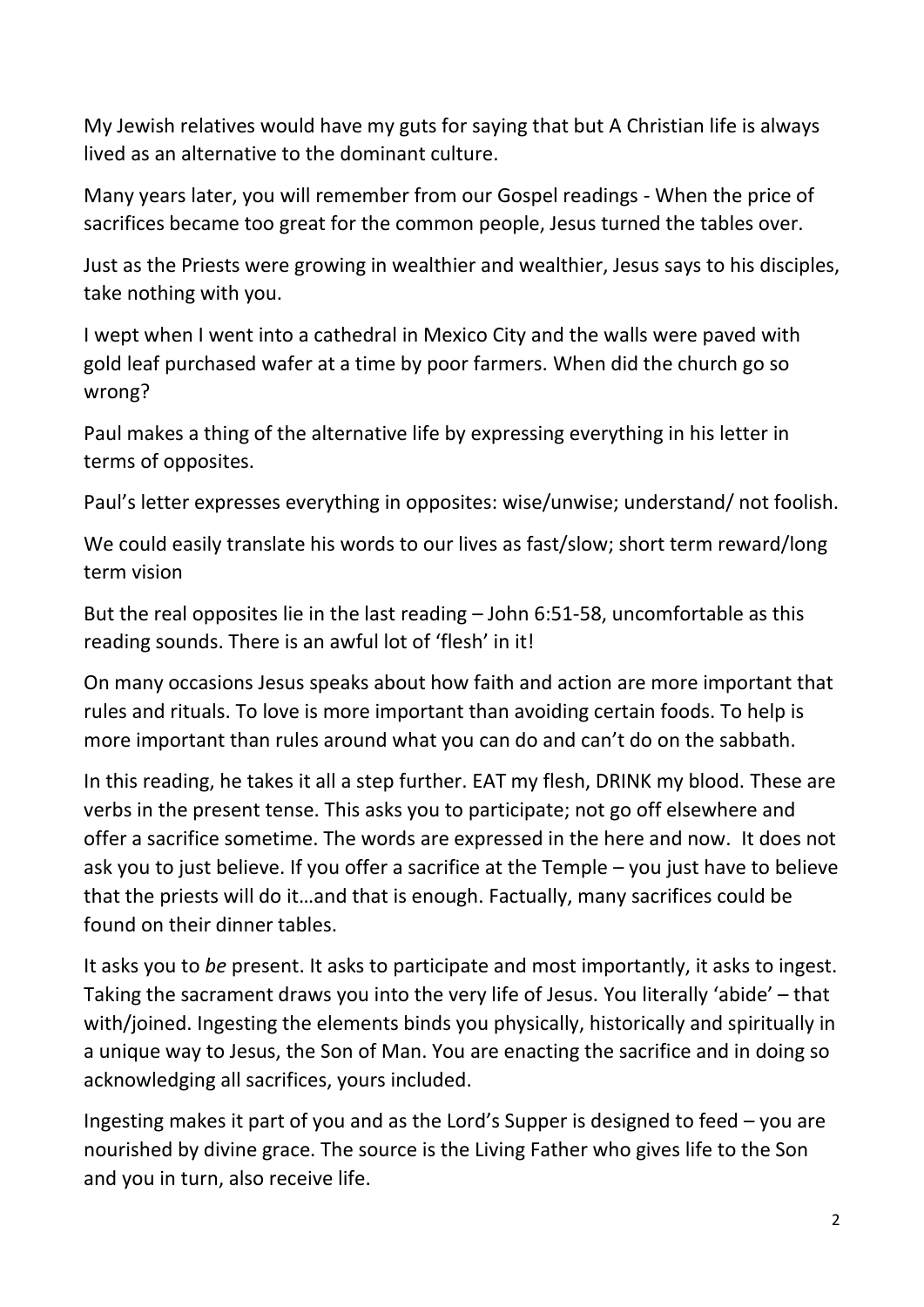My Jewish relatives would have my guts for saying that but A Christian life is always lived as an alternative to the dominant culture.

Many years later, you will remember from our Gospel readings - When the price of sacrifices became too great for the common people, Jesus turned the tables over.

Just as the Priests were growing in wealthier and wealthier, Jesus says to his disciples, take nothing with you.

I wept when I went into a cathedral in Mexico City and the walls were paved with gold leaf purchased wafer at a time by poor farmers. When did the church go so wrong?

Paul makes a thing of the alternative life by expressing everything in his letter in terms of opposites.

Paul's letter expresses everything in opposites: wise/unwise; understand/ not foolish.

We could easily translate his words to our lives as fast/slow; short term reward/long term vision

But the real opposites lie in the last reading – John 6:51-58, uncomfortable as this reading sounds. There is an awful lot of 'flesh' in it!

On many occasions Jesus speaks about how faith and action are more important that rules and rituals. To love is more important than avoiding certain foods. To help is more important than rules around what you can do and can't do on the sabbath.

In this reading, he takes it all a step further. EAT my flesh, DRINK my blood. These are verbs in the present tense. This asks you to participate; not go off elsewhere and offer a sacrifice sometime. The words are expressed in the here and now. It does not ask you to just believe. If you offer a sacrifice at the Temple – you just have to believe that the priests will do it…and that is enough. Factually, many sacrifices could be found on their dinner tables.

It asks you to *be* present. It asks to participate and most importantly, it asks to ingest. Taking the sacrament draws you into the very life of Jesus. You literally 'abide' – that with/joined. Ingesting the elements binds you physically, historically and spiritually in a unique way to Jesus, the Son of Man. You are enacting the sacrifice and in doing so acknowledging all sacrifices, yours included.

Ingesting makes it part of you and as the Lord's Supper is designed to feed – you are nourished by divine grace. The source is the Living Father who gives life to the Son and you in turn, also receive life.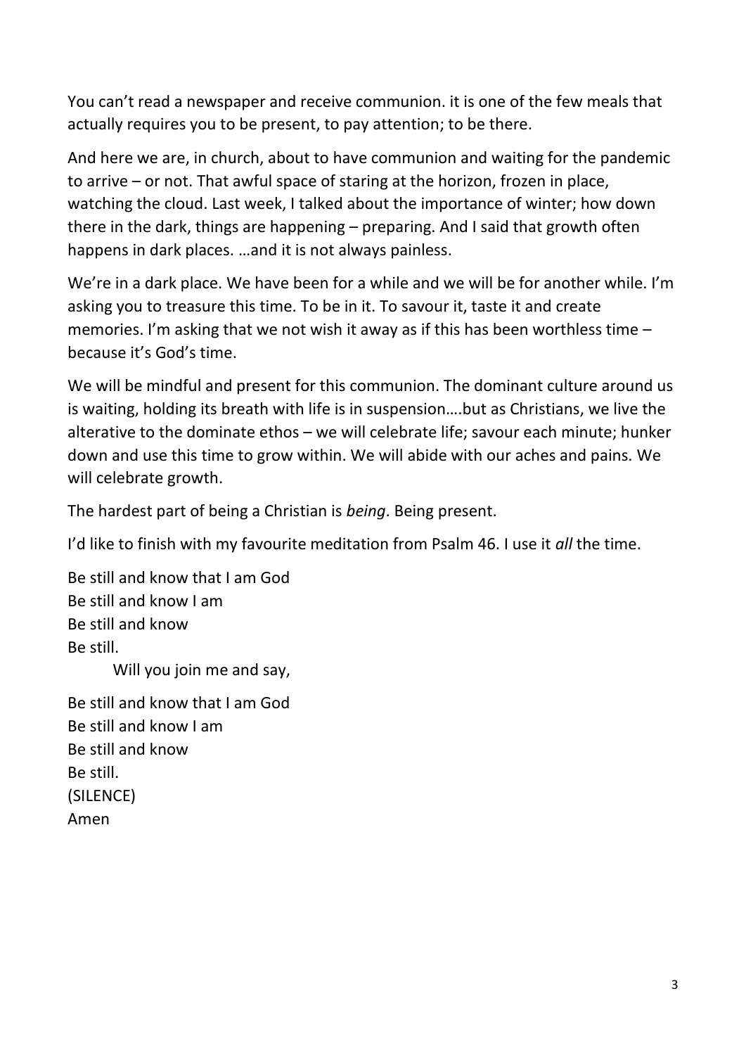You can't read a newspaper and receive communion. it is one of the few meals that actually requires you to be present, to pay attention; to be there.

And here we are, in church, about to have communion and waiting for the pandemic to arrive – or not. That awful space of staring at the horizon, frozen in place, watching the cloud. Last week, I talked about the importance of winter; how down there in the dark, things are happening – preparing. And I said that growth often happens in dark places. …and it is not always painless.

We're in a dark place. We have been for a while and we will be for another while. I'm asking you to treasure this time. To be in it. To savour it, taste it and create memories. I'm asking that we not wish it away as if this has been worthless time – because it's God's time.

We will be mindful and present for this communion. The dominant culture around us is waiting, holding its breath with life is in suspension….but as Christians, we live the alterative to the dominate ethos – we will celebrate life; savour each minute; hunker down and use this time to grow within. We will abide with our aches and pains. We will celebrate growth.

The hardest part of being a Christian is *being*. Being present.

I'd like to finish with my favourite meditation from Psalm 46. I use it *all* the time.

Be still and know that I am God
Be still and know I am
Be still and know
Be still.

Will you join me and say,

Be still and know that I am God
Be still and know I am
Be still and know
Be still.
(SILENCE)
Amen